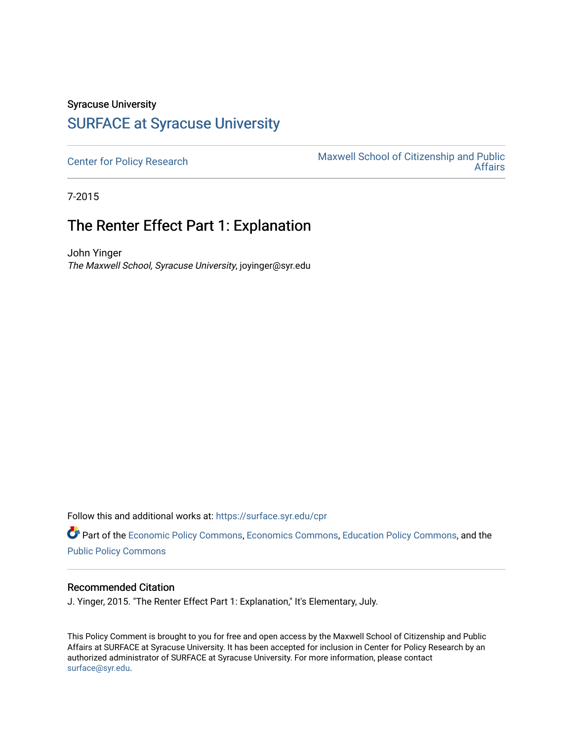Syracuse University

## SURFACE at Syracuse University

Center for Policy Research

Maxwell School of Citizenship and Public Affairs

7-2015

# The Renter Effect Part 1: Explanation

John Yinger

*The Maxwell School, Syracuse University*, joyinger@syr.edu

Follow this and additional works at: https://surface.syr.edu/cpr

Part of the Economic Policy Commons, Economics Commons, Education Policy Commons, and the Public Policy Commons

### Recommended Citation

J. Yinger, 2015. "The Renter Effect Part 1: Explanation," It's Elementary, July.

This Policy Comment is brought to you for free and open access by the Maxwell School of Citizenship and Public Affairs at SURFACE at Syracuse University. It has been accepted for inclusion in Center for Policy Research by an authorized administrator of SURFACE at Syracuse University. For more information, please contact surface@syr.edu.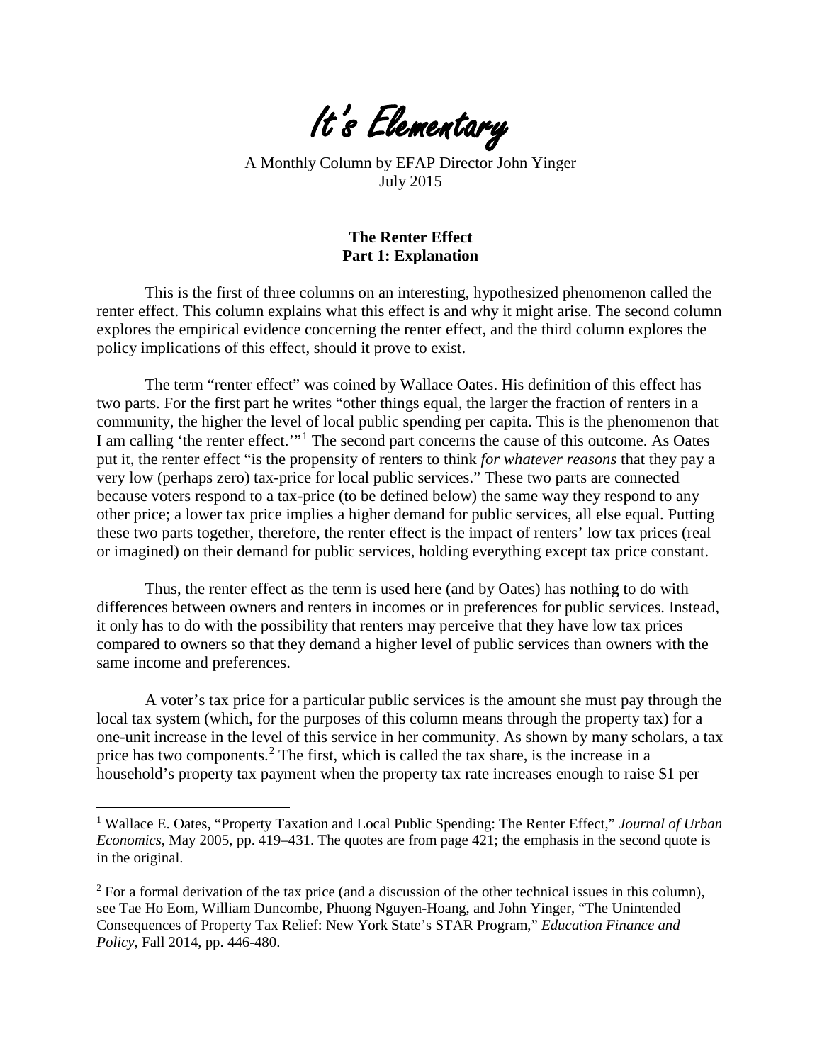# It's Elementary

A Monthly Column by EFAP Director John Yinger
July 2015

**The Renter Effect**
**Part 1: Explanation**

This is the first of three columns on an interesting, hypothesized phenomenon called the renter effect. This column explains what this effect is and why it might arise. The second column explores the empirical evidence concerning the renter effect, and the third column explores the policy implications of this effect, should it prove to exist.

The term "renter effect" was coined by Wallace Oates. His definition of this effect has two parts. For the first part he writes "other things equal, the larger the fraction of renters in a community, the higher the level of local public spending per capita. This is the phenomenon that I am calling 'the renter effect.'"[1] The second part concerns the cause of this outcome. As Oates put it, the renter effect "is the propensity of renters to think *for whatever reasons* that they pay a very low (perhaps zero) tax-price for local public services." These two parts are connected because voters respond to a tax-price (to be defined below) the same way they respond to any other price; a lower tax price implies a higher demand for public services, all else equal. Putting these two parts together, therefore, the renter effect is the impact of renters' low tax prices (real or imagined) on their demand for public services, holding everything except tax price constant.

Thus, the renter effect as the term is used here (and by Oates) has nothing to do with differences between owners and renters in incomes or in preferences for public services. Instead, it only has to do with the possibility that renters may perceive that they have low tax prices compared to owners so that they demand a higher level of public services than owners with the same income and preferences.

A voter's tax price for a particular public services is the amount she must pay through the local tax system (which, for the purposes of this column means through the property tax) for a one-unit increase in the level of this service in her community. As shown by many scholars, a tax price has two components.[2] The first, which is called the tax share, is the increase in a household's property tax payment when the property tax rate increases enough to raise $1 per

---

[1] Wallace E. Oates, "Property Taxation and Local Public Spending: The Renter Effect," *Journal of Urban Economics*, May 2005, pp. 419–431. The quotes are from page 421; the emphasis in the second quote is in the original.

[2] For a formal derivation of the tax price (and a discussion of the other technical issues in this column), see Tae Ho Eom, William Duncombe, Phuong Nguyen-Hoang, and John Yinger, "The Unintended Consequences of Property Tax Relief: New York State's STAR Program," *Education Finance and Policy*, Fall 2014, pp. 446-480.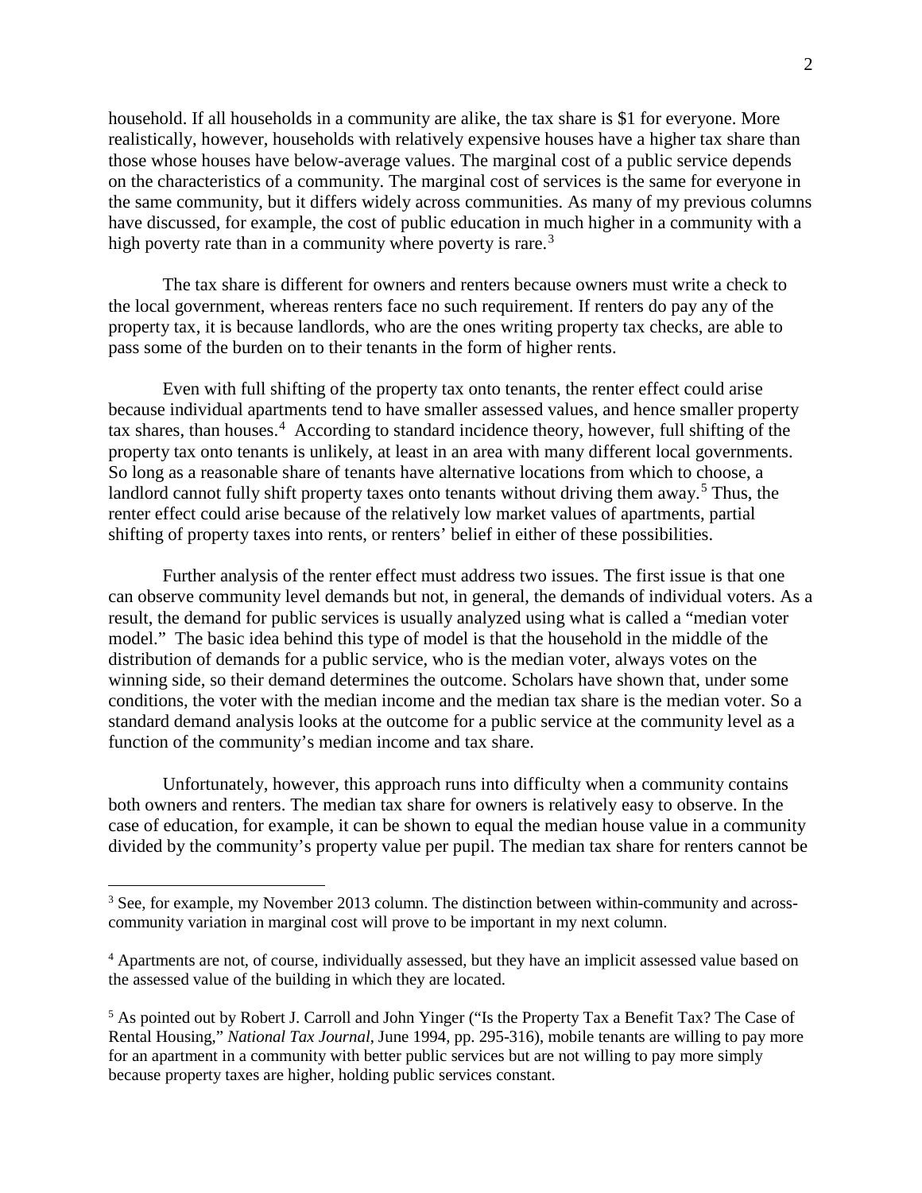household. If all households in a community are alike, the tax share is $1 for everyone. More realistically, however, households with relatively expensive houses have a higher tax share than those whose houses have below-average values. The marginal cost of a public service depends on the characteristics of a community. The marginal cost of services is the same for everyone in the same community, but it differs widely across communities. As many of my previous columns have discussed, for example, the cost of public education in much higher in a community with a high poverty rate than in a community where poverty is rare.[3]

The tax share is different for owners and renters because owners must write a check to the local government, whereas renters face no such requirement. If renters do pay any of the property tax, it is because landlords, who are the ones writing property tax checks, are able to pass some of the burden on to their tenants in the form of higher rents.

Even with full shifting of the property tax onto tenants, the renter effect could arise because individual apartments tend to have smaller assessed values, and hence smaller property tax shares, than houses.[4] According to standard incidence theory, however, full shifting of the property tax onto tenants is unlikely, at least in an area with many different local governments. So long as a reasonable share of tenants have alternative locations from which to choose, a landlord cannot fully shift property taxes onto tenants without driving them away.[5] Thus, the renter effect could arise because of the relatively low market values of apartments, partial shifting of property taxes into rents, or renters' belief in either of these possibilities.

Further analysis of the renter effect must address two issues. The first issue is that one can observe community level demands but not, in general, the demands of individual voters. As a result, the demand for public services is usually analyzed using what is called a "median voter model." The basic idea behind this type of model is that the household in the middle of the distribution of demands for a public service, who is the median voter, always votes on the winning side, so their demand determines the outcome. Scholars have shown that, under some conditions, the voter with the median income and the median tax share is the median voter. So a standard demand analysis looks at the outcome for a public service at the community level as a function of the community's median income and tax share.

Unfortunately, however, this approach runs into difficulty when a community contains both owners and renters. The median tax share for owners is relatively easy to observe. In the case of education, for example, it can be shown to equal the median house value in a community divided by the community's property value per pupil. The median tax share for renters cannot be

---

[3] See, for example, my November 2013 column. The distinction between within-community and across-community variation in marginal cost will prove to be important in my next column.

[4] Apartments are not, of course, individually assessed, but they have an implicit assessed value based on the assessed value of the building in which they are located.

[5] As pointed out by Robert J. Carroll and John Yinger ("Is the Property Tax a Benefit Tax? The Case of Rental Housing," *National Tax Journal*, June 1994, pp. 295-316), mobile tenants are willing to pay more for an apartment in a community with better public services but are not willing to pay more simply because property taxes are higher, holding public services constant.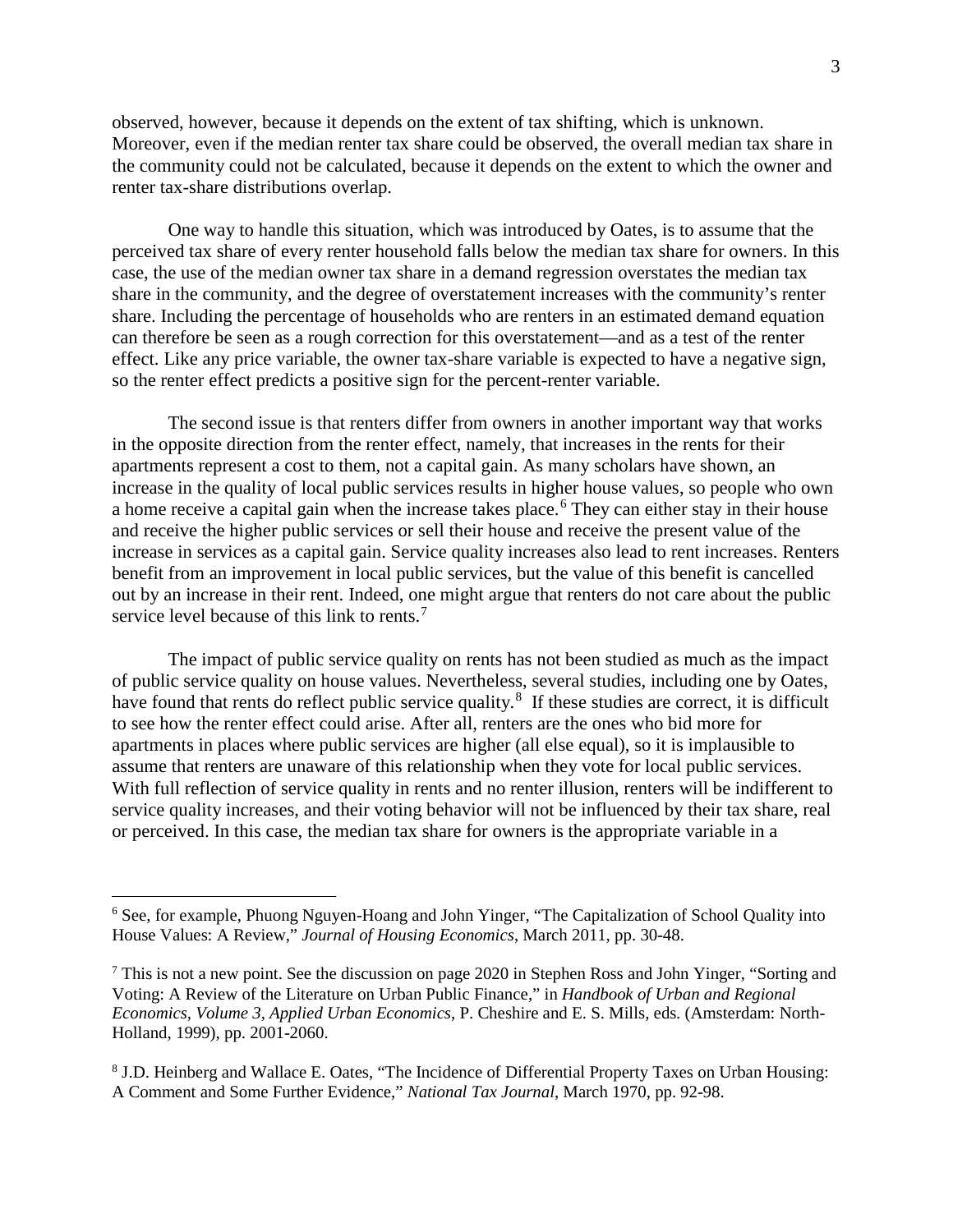observed, however, because it depends on the extent of tax shifting, which is unknown. Moreover, even if the median renter tax share could be observed, the overall median tax share in the community could not be calculated, because it depends on the extent to which the owner and renter tax-share distributions overlap.

One way to handle this situation, which was introduced by Oates, is to assume that the perceived tax share of every renter household falls below the median tax share for owners. In this case, the use of the median owner tax share in a demand regression overstates the median tax share in the community, and the degree of overstatement increases with the community's renter share. Including the percentage of households who are renters in an estimated demand equation can therefore be seen as a rough correction for this overstatement—and as a test of the renter effect. Like any price variable, the owner tax-share variable is expected to have a negative sign, so the renter effect predicts a positive sign for the percent-renter variable.

The second issue is that renters differ from owners in another important way that works in the opposite direction from the renter effect, namely, that increases in the rents for their apartments represent a cost to them, not a capital gain. As many scholars have shown, an increase in the quality of local public services results in higher house values, so people who own a home receive a capital gain when the increase takes place.[6] They can either stay in their house and receive the higher public services or sell their house and receive the present value of the increase in services as a capital gain. Service quality increases also lead to rent increases. Renters benefit from an improvement in local public services, but the value of this benefit is cancelled out by an increase in their rent. Indeed, one might argue that renters do not care about the public service level because of this link to rents.[7]

The impact of public service quality on rents has not been studied as much as the impact of public service quality on house values. Nevertheless, several studies, including one by Oates, have found that rents do reflect public service quality.[8] If these studies are correct, it is difficult to see how the renter effect could arise. After all, renters are the ones who bid more for apartments in places where public services are higher (all else equal), so it is implausible to assume that renters are unaware of this relationship when they vote for local public services. With full reflection of service quality in rents and no renter illusion, renters will be indifferent to service quality increases, and their voting behavior will not be influenced by their tax share, real or perceived. In this case, the median tax share for owners is the appropriate variable in a

---

[6] See, for example, Phuong Nguyen-Hoang and John Yinger, "The Capitalization of School Quality into House Values: A Review," *Journal of Housing Economics*, March 2011, pp. 30-48.

[7] This is not a new point. See the discussion on page 2020 in Stephen Ross and John Yinger, "Sorting and Voting: A Review of the Literature on Urban Public Finance," in *Handbook of Urban and Regional Economics, Volume 3, Applied Urban Economics*, P. Cheshire and E. S. Mills, eds. (Amsterdam: North-Holland, 1999), pp. 2001-2060.

[8] J.D. Heinberg and Wallace E. Oates, "The Incidence of Differential Property Taxes on Urban Housing: A Comment and Some Further Evidence," *National Tax Journal*, March 1970, pp. 92-98.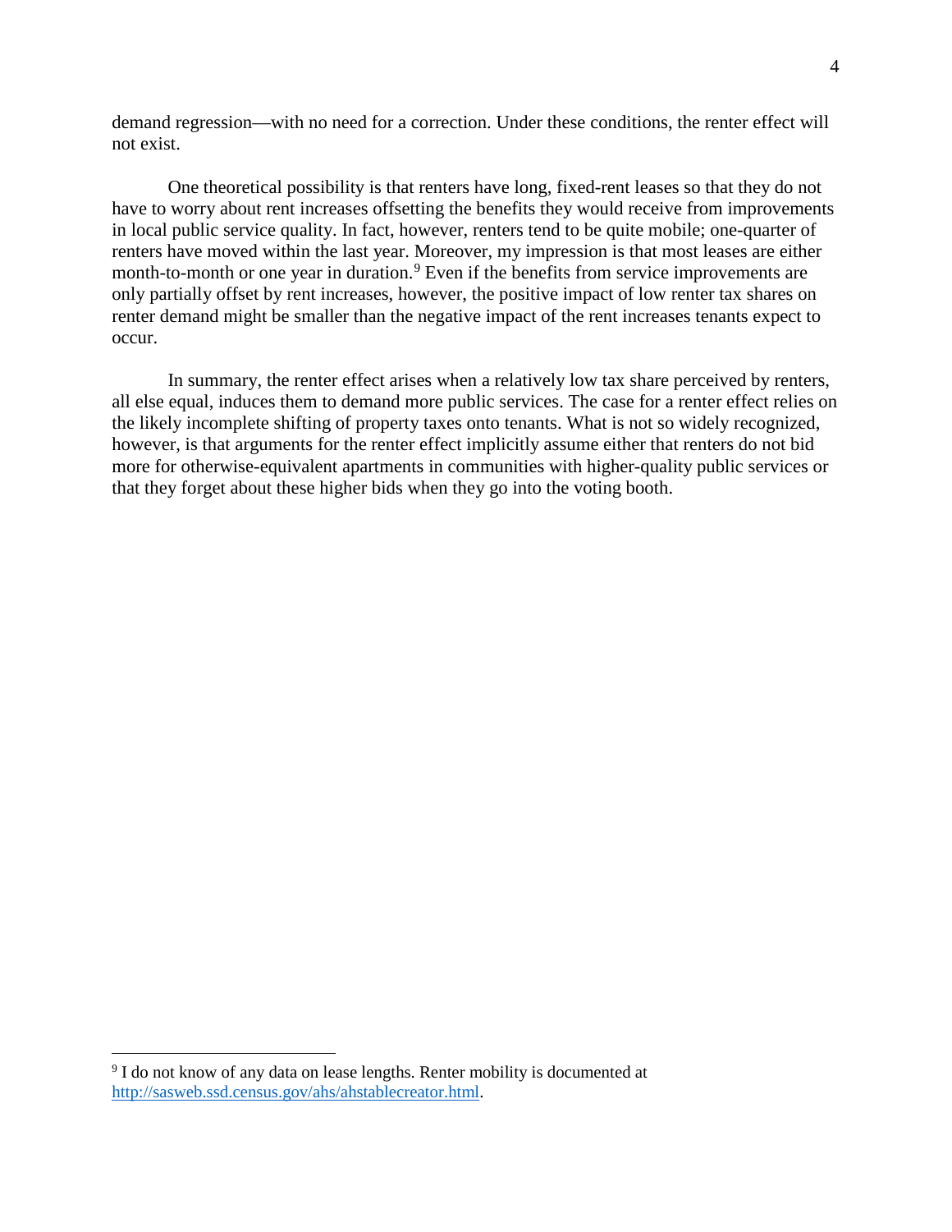demand regression—with no need for a correction. Under these conditions, the renter effect will not exist.

One theoretical possibility is that renters have long, fixed-rent leases so that they do not have to worry about rent increases offsetting the benefits they would receive from improvements in local public service quality. In fact, however, renters tend to be quite mobile; one-quarter of renters have moved within the last year. Moreover, my impression is that most leases are either month-to-month or one year in duration.[9] Even if the benefits from service improvements are only partially offset by rent increases, however, the positive impact of low renter tax shares on renter demand might be smaller than the negative impact of the rent increases tenants expect to occur.

In summary, the renter effect arises when a relatively low tax share perceived by renters, all else equal, induces them to demand more public services. The case for a renter effect relies on the likely incomplete shifting of property taxes onto tenants. What is not so widely recognized, however, is that arguments for the renter effect implicitly assume either that renters do not bid more for otherwise-equivalent apartments in communities with higher-quality public services or that they forget about these higher bids when they go into the voting booth.

[9] I do not know of any data on lease lengths. Renter mobility is documented at http://sasweb.ssd.census.gov/ahs/ahstablecreator.html.